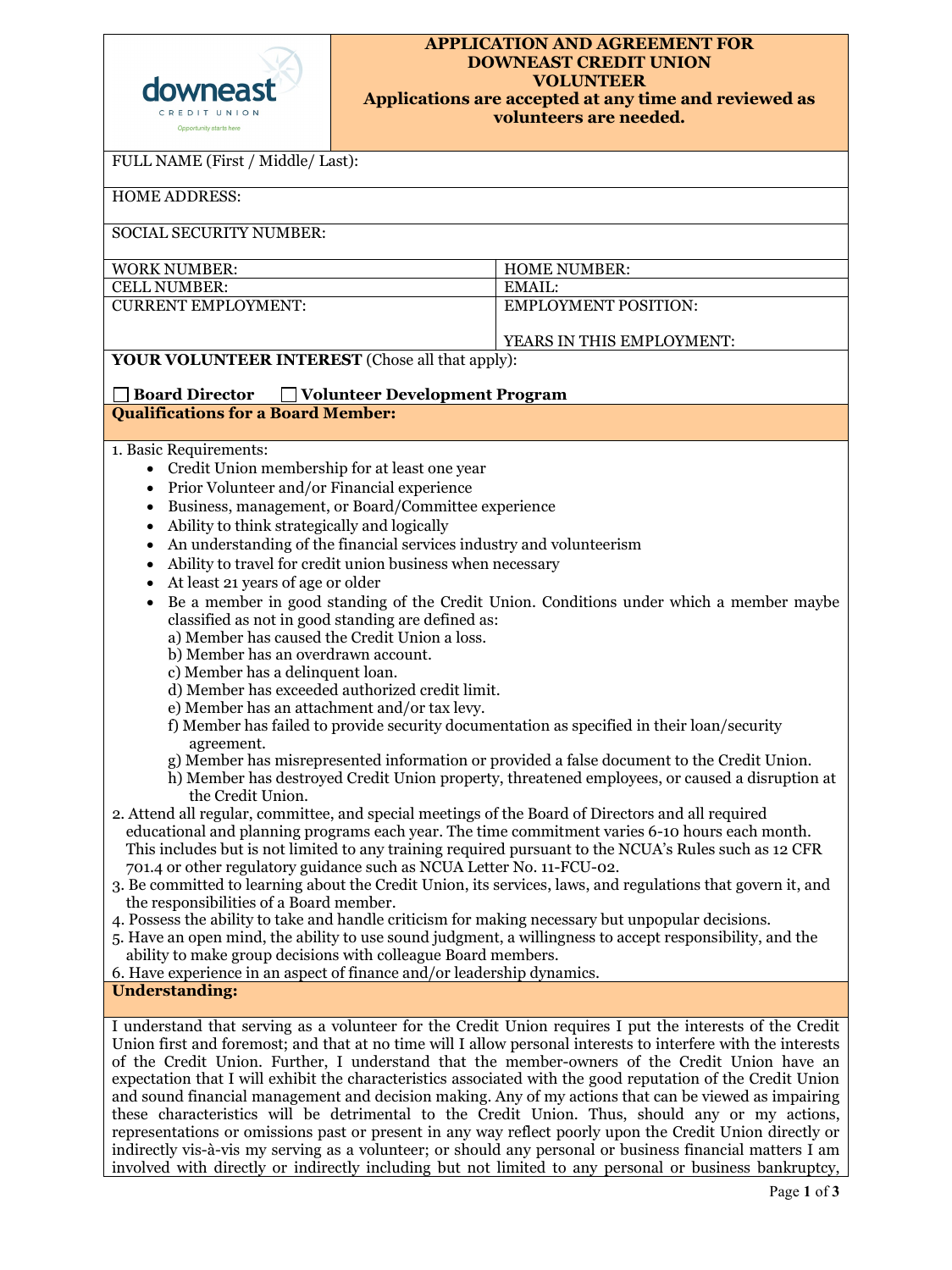# APPLICATION AND AGREEMENT FOR DOWNEAST CREDIT UNION VOLUNTEER

**Applications are accepted at any time and reviewed as volunteers are needed.**

| FULL NAME (First / Middle/ Last): | |
|---|---|
| HOME ADDRESS: | |
| SOCIAL SECURITY NUMBER: | |
| WORK NUMBER: | HOME NUMBER: |
| CELL NUMBER: | EMAIL: |
| CURRENT EMPLOYMENT: | EMPLOYMENT POSITION:<br><br>YEARS IN THIS EMPLOYMENT: |

**YOUR VOLUNTEER INTEREST** (Chose all that apply):

☐ **Board Director** ☐ **Volunteer Development Program**

## Qualifications for a Board Member:

1. Basic Requirements:
   - Credit Union membership for at least one year
   - Prior Volunteer and/or Financial experience
   - Business, management, or Board/Committee experience
   - Ability to think strategically and logically
   - An understanding of the financial services industry and volunteerism
   - Ability to travel for credit union business when necessary
   - At least 21 years of age or older
   - Be a member in good standing of the Credit Union. Conditions under which a member maybe classified as not in good standing are defined as:
     a) Member has caused the Credit Union a loss.
     b) Member has an overdrawn account.
     c) Member has a delinquent loan.
     d) Member has exceeded authorized credit limit.
     e) Member has an attachment and/or tax levy.
     f) Member has failed to provide security documentation as specified in their loan/security agreement.
     g) Member has misrepresented information or provided a false document to the Credit Union.
     h) Member has destroyed Credit Union property, threatened employees, or caused a disruption at the Credit Union.
2. Attend all regular, committee, and special meetings of the Board of Directors and all required educational and planning programs each year. The time commitment varies 6-10 hours each month. This includes but is not limited to any training required pursuant to the NCUA's Rules such as 12 CFR 701.4 or other regulatory guidance such as NCUA Letter No. 11-FCU-02.
3. Be committed to learning about the Credit Union, its services, laws, and regulations that govern it, and the responsibilities of a Board member.
4. Possess the ability to take and handle criticism for making necessary but unpopular decisions.
5. Have an open mind, the ability to use sound judgment, a willingness to accept responsibility, and the ability to make group decisions with colleague Board members.
6. Have experience in an aspect of finance and/or leadership dynamics.

## Understanding:

I understand that serving as a volunteer for the Credit Union requires I put the interests of the Credit Union first and foremost; and that at no time will I allow personal interests to interfere with the interests of the Credit Union. Further, I understand that the member-owners of the Credit Union have an expectation that I will exhibit the characteristics associated with the good reputation of the Credit Union and sound financial management and decision making. Any of my actions that can be viewed as impairing these characteristics will be detrimental to the Credit Union. Thus, should any or my actions, representations or omissions past or present in any way reflect poorly upon the Credit Union directly or indirectly vis-à-vis my serving as a volunteer; or should any personal or business financial matters I am involved with directly or indirectly including but not limited to any personal or business bankruptcy,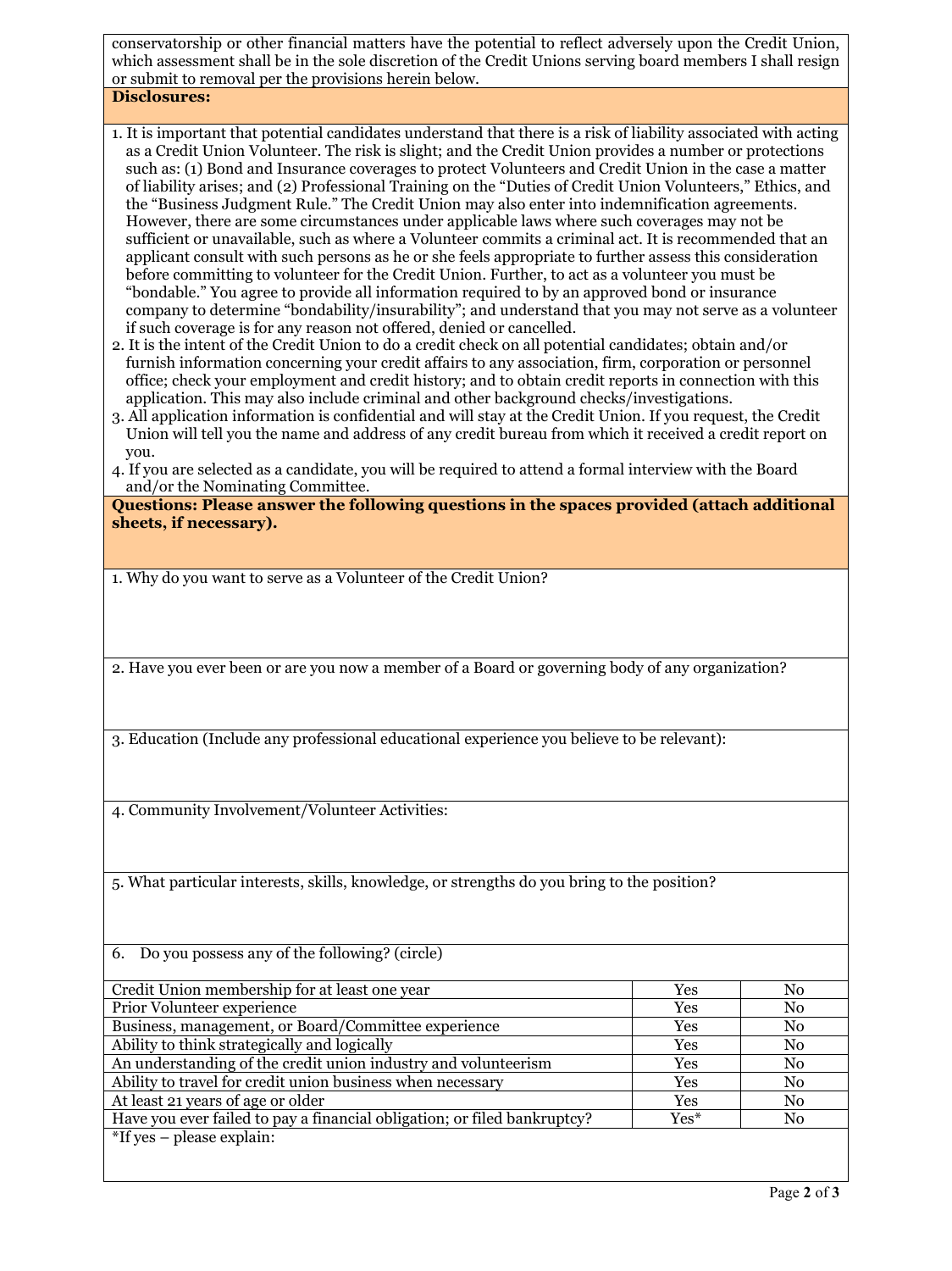conservatorship or other financial matters have the potential to reflect adversely upon the Credit Union, which assessment shall be in the sole discretion of the Credit Unions serving board members I shall resign or submit to removal per the provisions herein below.

**Disclosures:**

1. It is important that potential candidates understand that there is a risk of liability associated with acting as a Credit Union Volunteer. The risk is slight; and the Credit Union provides a number or protections such as: (1) Bond and Insurance coverages to protect Volunteers and Credit Union in the case a matter of liability arises; and (2) Professional Training on the "Duties of Credit Union Volunteers," Ethics, and the "Business Judgment Rule." The Credit Union may also enter into indemnification agreements. However, there are some circumstances under applicable laws where such coverages may not be sufficient or unavailable, such as where a Volunteer commits a criminal act. It is recommended that an applicant consult with such persons as he or she feels appropriate to further assess this consideration before committing to volunteer for the Credit Union. Further, to act as a volunteer you must be "bondable." You agree to provide all information required to by an approved bond or insurance company to determine "bondability/insurability"; and understand that you may not serve as a volunteer if such coverage is for any reason not offered, denied or cancelled.
2. It is the intent of the Credit Union to do a credit check on all potential candidates; obtain and/or furnish information concerning your credit affairs to any association, firm, corporation or personnel office; check your employment and credit history; and to obtain credit reports in connection with this application. This may also include criminal and other background checks/investigations.
3. All application information is confidential and will stay at the Credit Union. If you request, the Credit Union will tell you the name and address of any credit bureau from which it received a credit report on you.
4. If you are selected as a candidate, you will be required to attend a formal interview with the Board and/or the Nominating Committee.

**Questions: Please answer the following questions in the spaces provided (attach additional sheets, if necessary).**

1. Why do you want to serve as a Volunteer of the Credit Union?

2. Have you ever been or are you now a member of a Board or governing body of any organization?

3. Education (Include any professional educational experience you believe to be relevant):

4. Community Involvement/Volunteer Activities:

5. What particular interests, skills, knowledge, or strengths do you bring to the position?

6. Do you possess any of the following? (circle)

| | | |
|---|---|---|
| Credit Union membership for at least one year | Yes | No |
| Prior Volunteer experience | Yes | No |
| Business, management, or Board/Committee experience | Yes | No |
| Ability to think strategically and logically | Yes | No |
| An understanding of the credit union industry and volunteerism | Yes | No |
| Ability to travel for credit union business when necessary | Yes | No |
| At least 21 years of age or older | Yes | No |
| Have you ever failed to pay a financial obligation; or filed bankruptcy? | Yes* | No |

*If yes – please explain: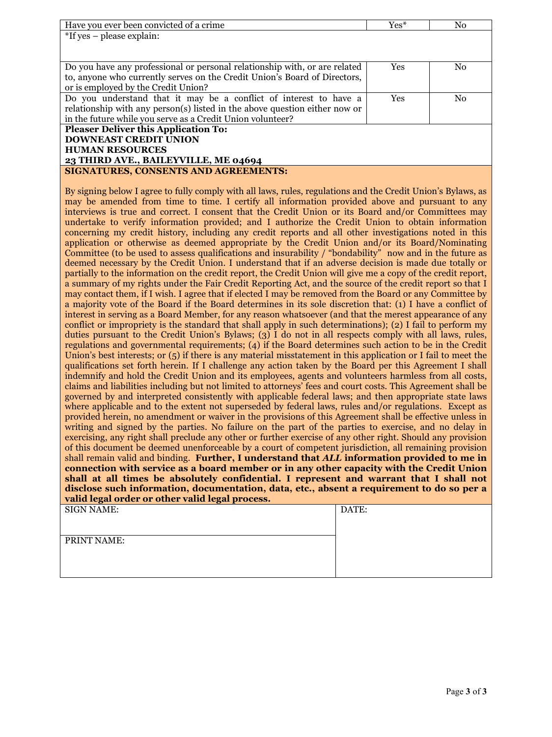| | | |
|---|---|---|
| Have you ever been convicted of a crime | Yes* | No |
| *If yes – please explain: | | |
| Do you have any professional or personal relationship with, or are related to, anyone who currently serves on the Credit Union's Board of Directors, or is employed by the Credit Union? | Yes | No |
| Do you understand that it may be a conflict of interest to have a relationship with any person(s) listed in the above question either now or in the future while you serve as a Credit Union volunteer? | Yes | No |

**Pleaser Deliver this Application To:**
**DOWNEAST CREDIT UNION**
**HUMAN RESOURCES**
**23 THIRD AVE., BAILEYVILLE, ME 04694**

**SIGNATURES, CONSENTS AND AGREEMENTS:**

By signing below I agree to fully comply with all laws, rules, regulations and the Credit Union's Bylaws, as may be amended from time to time. I certify all information provided above and pursuant to any interviews is true and correct. I consent that the Credit Union or its Board and/or Committees may undertake to verify information provided; and I authorize the Credit Union to obtain information concerning my credit history, including any credit reports and all other investigations noted in this application or otherwise as deemed appropriate by the Credit Union and/or its Board/Nominating Committee (to be used to assess qualifications and insurability / "bondability" now and in the future as deemed necessary by the Credit Union. I understand that if an adverse decision is made due totally or partially to the information on the credit report, the Credit Union will give me a copy of the credit report, a summary of my rights under the Fair Credit Reporting Act, and the source of the credit report so that I may contact them, if I wish. I agree that if elected I may be removed from the Board or any Committee by a majority vote of the Board if the Board determines in its sole discretion that: (1) I have a conflict of interest in serving as a Board Member, for any reason whatsoever (and that the merest appearance of any conflict or impropriety is the standard that shall apply in such determinations); (2) I fail to perform my duties pursuant to the Credit Union's Bylaws; (3) I do not in all respects comply with all laws, rules, regulations and governmental requirements; (4) if the Board determines such action to be in the Credit Union's best interests; or (5) if there is any material misstatement in this application or I fail to meet the qualifications set forth herein. If I challenge any action taken by the Board per this Agreement I shall indemnify and hold the Credit Union and its employees, agents and volunteers harmless from all costs, claims and liabilities including but not limited to attorneys' fees and court costs. This Agreement shall be governed by and interpreted consistently with applicable federal laws; and then appropriate state laws where applicable and to the extent not superseded by federal laws, rules and/or regulations. Except as provided herein, no amendment or waiver in the provisions of this Agreement shall be effective unless in writing and signed by the parties. No failure on the part of the parties to exercise, and no delay in exercising, any right shall preclude any other or further exercise of any other right. Should any provision of this document be deemed unenforceable by a court of competent jurisdiction, all remaining provision shall remain valid and binding. **Further, I understand that *ALL* information provided to me in connection with service as a board member or in any other capacity with the Credit Union shall at all times be absolutely confidential. I represent and warrant that I shall not disclose such information, documentation, data, etc., absent a requirement to do so per a valid legal order or other valid legal process.**

| | |
|---|---|
| SIGN NAME: | DATE: |
| PRINT NAME: | |